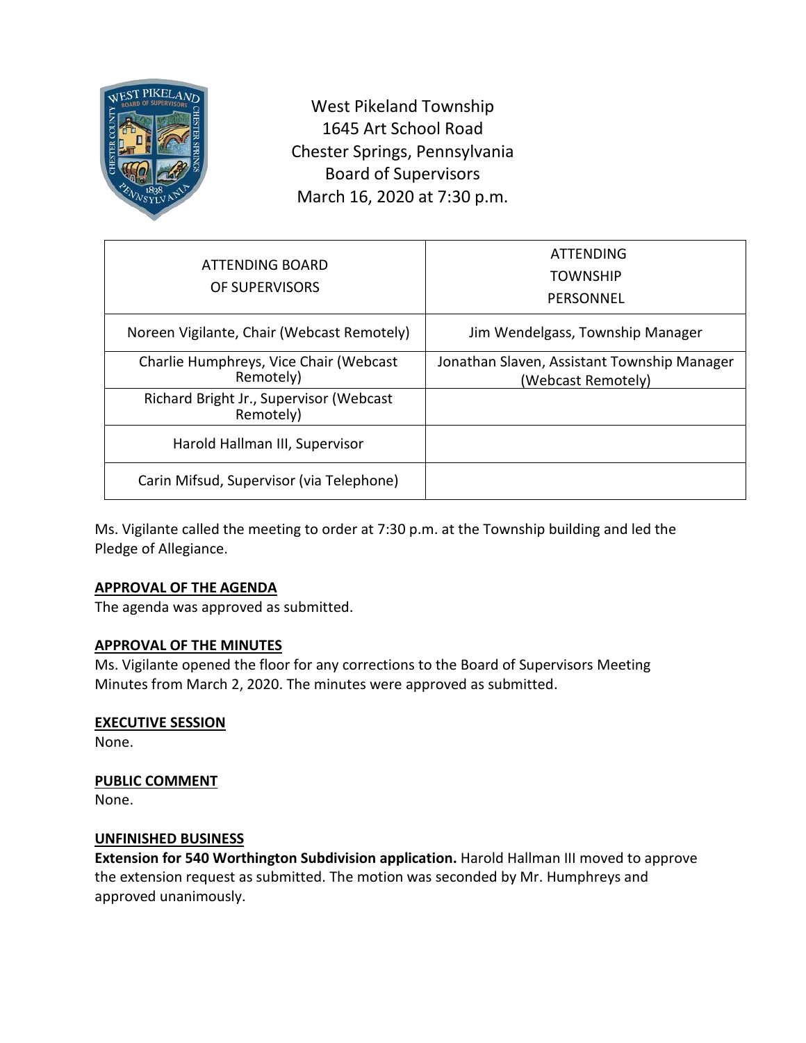West Pikeland Township
1645 Art School Road
Chester Springs, Pennsylvania
Board of Supervisors
March 16, 2020 at 7:30 p.m.

| ATTENDING BOARD OF SUPERVISORS | ATTENDING TOWNSHIP PERSONNEL |
|---|---|
| Noreen Vigilante, Chair (Webcast Remotely) | Jim Wendelgass, Township Manager |
| Charlie Humphreys, Vice Chair (Webcast Remotely) | Jonathan Slaven, Assistant Township Manager (Webcast Remotely) |
| Richard Bright Jr., Supervisor (Webcast Remotely) | |
| Harold Hallman III, Supervisor | |
| Carin Mifsud, Supervisor (via Telephone) | |

Ms. Vigilante called the meeting to order at 7:30 p.m. at the Township building and led the Pledge of Allegiance.

**APPROVAL OF THE AGENDA**

The agenda was approved as submitted.

**APPROVAL OF THE MINUTES**

Ms. Vigilante opened the floor for any corrections to the Board of Supervisors Meeting Minutes from March 2, 2020. The minutes were approved as submitted.

**EXECUTIVE SESSION**

None.

**PUBLIC COMMENT**

None.

**UNFINISHED BUSINESS**

**Extension for 540 Worthington Subdivision application.** Harold Hallman III moved to approve the extension request as submitted. The motion was seconded by Mr. Humphreys and approved unanimously.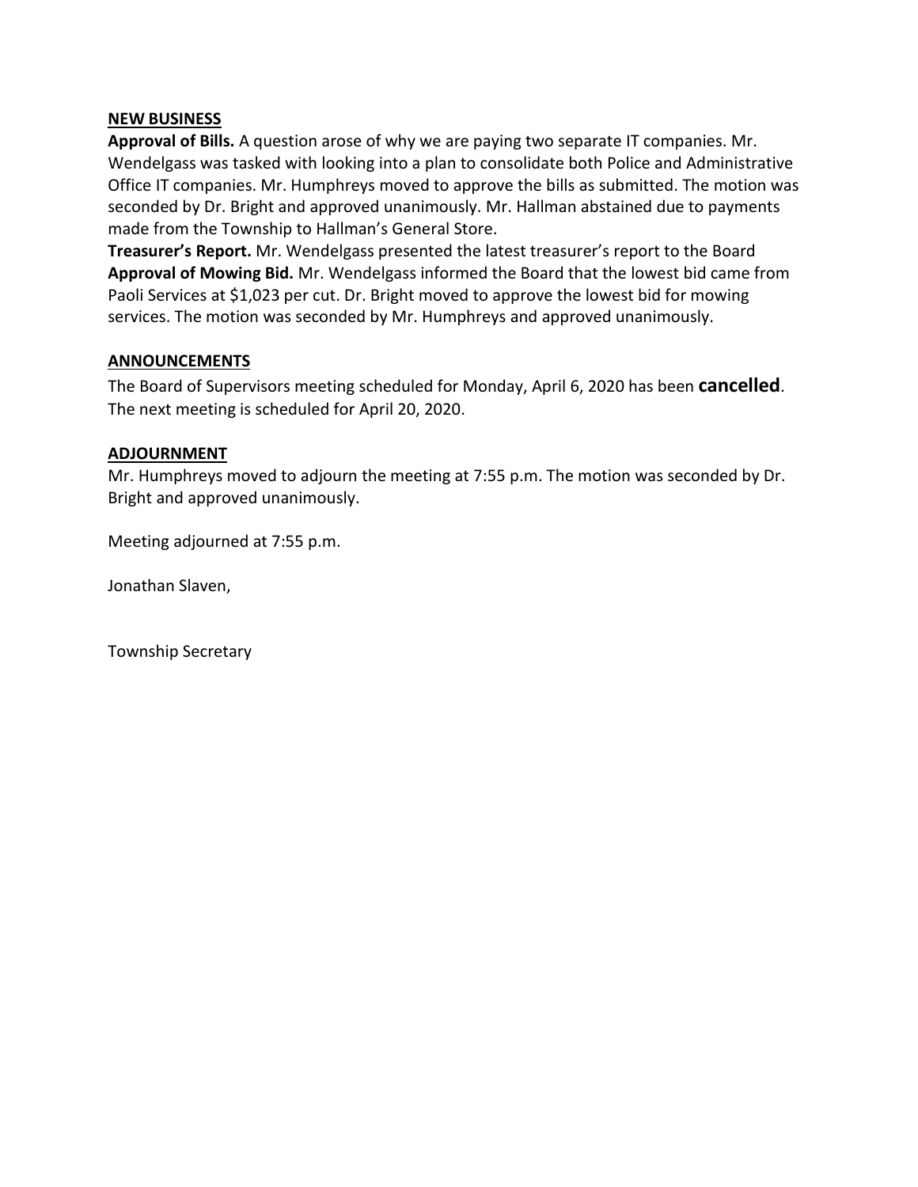## NEW BUSINESS

**Approval of Bills.** A question arose of why we are paying two separate IT companies. Mr. Wendelgass was tasked with looking into a plan to consolidate both Police and Administrative Office IT companies. Mr. Humphreys moved to approve the bills as submitted. The motion was seconded by Dr. Bright and approved unanimously. Mr. Hallman abstained due to payments made from the Township to Hallman's General Store.

**Treasurer's Report.** Mr. Wendelgass presented the latest treasurer's report to the Board

**Approval of Mowing Bid.** Mr. Wendelgass informed the Board that the lowest bid came from Paoli Services at $1,023 per cut. Dr. Bright moved to approve the lowest bid for mowing services. The motion was seconded by Mr. Humphreys and approved unanimously.

## ANNOUNCEMENTS

The Board of Supervisors meeting scheduled for Monday, April 6, 2020 has been **cancelled**. The next meeting is scheduled for April 20, 2020.

## ADJOURNMENT

Mr. Humphreys moved to adjourn the meeting at 7:55 p.m. The motion was seconded by Dr. Bright and approved unanimously.

Meeting adjourned at 7:55 p.m.

Jonathan Slaven,

Township Secretary